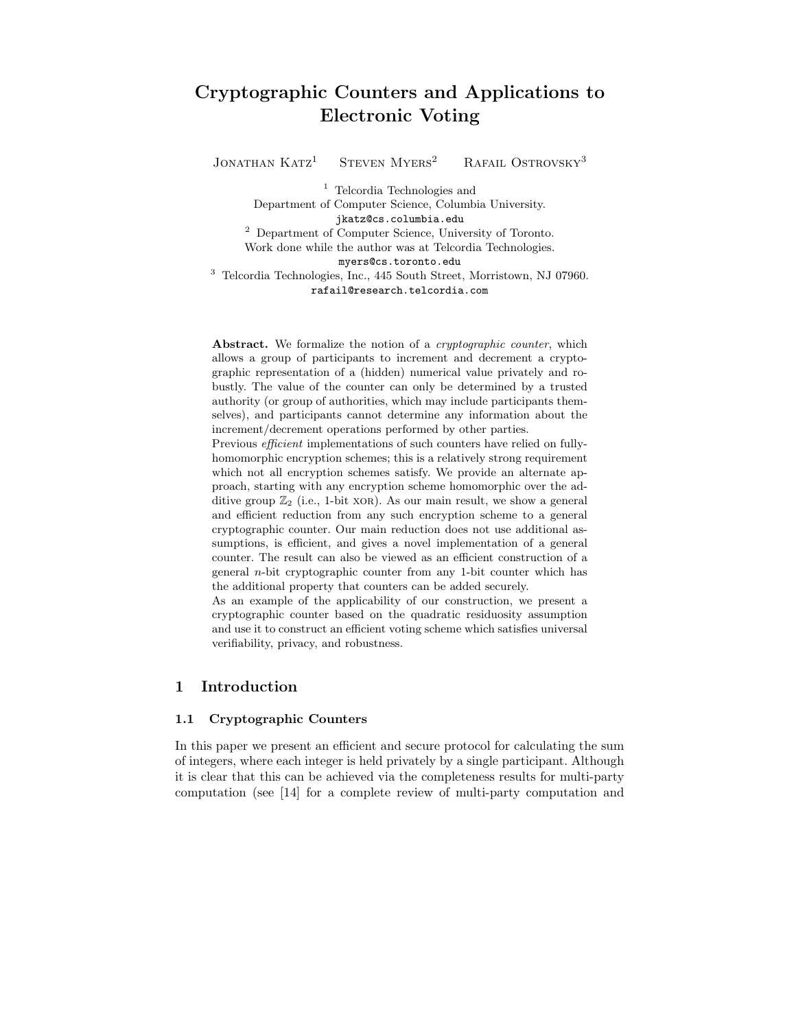# Cryptographic Counters and Applications to Electronic Voting

Jonathan Katz[1] Steven Myers[2] Rafail Ostrovsky[3]

[1] Telcordia Technologies and
Department of Computer Science, Columbia University.
`jkatz@cs.columbia.edu`

[2] Department of Computer Science, University of Toronto.
Work done while the author was at Telcordia Technologies.
`myers@cs.toronto.edu`

[3] Telcordia Technologies, Inc., 445 South Street, Morristown, NJ 07960.
`rafail@research.telcordia.com`

**Abstract.** We formalize the notion of a *cryptographic counter*, which allows a group of participants to increment and decrement a cryptographic representation of a (hidden) numerical value privately and robustly. The value of the counter can only be determined by a trusted authority (or group of authorities, which may include participants themselves), and participants cannot determine any information about the increment/decrement operations performed by other parties.

Previous *efficient* implementations of such counters have relied on fully-homomorphic encryption schemes; this is a relatively strong requirement which not all encryption schemes satisfy. We provide an alternate approach, starting with any encryption scheme homomorphic over the additive group $\mathbb{Z}_2$ (i.e., 1-bit XOR). As our main result, we show a general and efficient reduction from any such encryption scheme to a general cryptographic counter. Our main reduction does not use additional assumptions, is efficient, and gives a novel implementation of a general counter. The result can also be viewed as an efficient construction of a general $n$-bit cryptographic counter from any 1-bit counter which has the additional property that counters can be added securely.

As an example of the applicability of our construction, we present a cryptographic counter based on the quadratic residuosity assumption and use it to construct an efficient voting scheme which satisfies universal verifiability, privacy, and robustness.

## 1 Introduction

### 1.1 Cryptographic Counters

In this paper we present an efficient and secure protocol for calculating the sum of integers, where each integer is held privately by a single participant. Although it is clear that this can be achieved via the completeness results for multi-party computation (see [14] for a complete review of multi-party computation and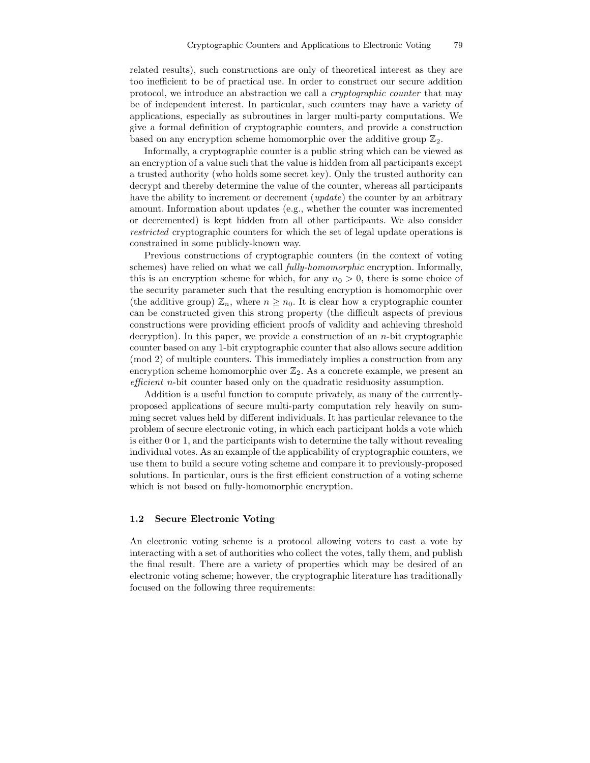related results), such constructions are only of theoretical interest as they are too inefficient to be of practical use. In order to construct our secure addition protocol, we introduce an abstraction we call a *cryptographic counter* that may be of independent interest. In particular, such counters may have a variety of applications, especially as subroutines in larger multi-party computations. We give a formal definition of cryptographic counters, and provide a construction based on any encryption scheme homomorphic over the additive group $\mathbb{Z}_2$.

Informally, a cryptographic counter is a public string which can be viewed as an encryption of a value such that the value is hidden from all participants except a trusted authority (who holds some secret key). Only the trusted authority can decrypt and thereby determine the value of the counter, whereas all participants have the ability to increment or decrement (*update*) the counter by an arbitrary amount. Information about updates (e.g., whether the counter was incremented or decremented) is kept hidden from all other participants. We also consider *restricted* cryptographic counters for which the set of legal update operations is constrained in some publicly-known way.

Previous constructions of cryptographic counters (in the context of voting schemes) have relied on what we call *fully-homomorphic* encryption. Informally, this is an encryption scheme for which, for any $n_0 > 0$, there is some choice of the security parameter such that the resulting encryption is homomorphic over (the additive group) $\mathbb{Z}_n$, where $n \geq n_0$. It is clear how a cryptographic counter can be constructed given this strong property (the difficult aspects of previous constructions were providing efficient proofs of validity and achieving threshold decryption). In this paper, we provide a construction of an $n$-bit cryptographic counter based on any 1-bit cryptographic counter that also allows secure addition (mod 2) of multiple counters. This immediately implies a construction from any encryption scheme homomorphic over $\mathbb{Z}_2$. As a concrete example, we present an *efficient* $n$-bit counter based only on the quadratic residuosity assumption.

Addition is a useful function to compute privately, as many of the currently-proposed applications of secure multi-party computation rely heavily on summing secret values held by different individuals. It has particular relevance to the problem of secure electronic voting, in which each participant holds a vote which is either 0 or 1, and the participants wish to determine the tally without revealing individual votes. As an example of the applicability of cryptographic counters, we use them to build a secure voting scheme and compare it to previously-proposed solutions. In particular, ours is the first efficient construction of a voting scheme which is not based on fully-homomorphic encryption.

### 1.2 Secure Electronic Voting

An electronic voting scheme is a protocol allowing voters to cast a vote by interacting with a set of authorities who collect the votes, tally them, and publish the final result. There are a variety of properties which may be desired of an electronic voting scheme; however, the cryptographic literature has traditionally focused on the following three requirements: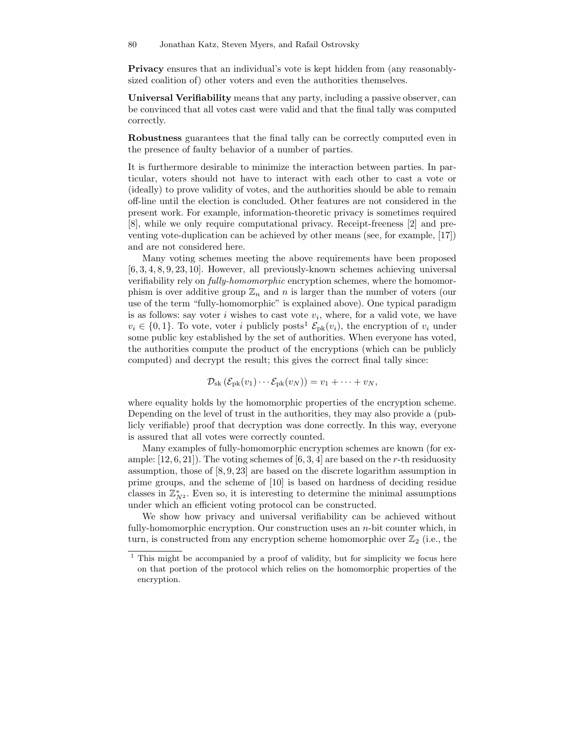**Privacy** ensures that an individual's vote is kept hidden from (any reasonably-sized coalition of) other voters and even the authorities themselves.

**Universal Verifiability** means that any party, including a passive observer, can be convinced that all votes cast were valid and that the final tally was computed correctly.

**Robustness** guarantees that the final tally can be correctly computed even in the presence of faulty behavior of a number of parties.

It is furthermore desirable to minimize the interaction between parties. In particular, voters should not have to interact with each other to cast a vote or (ideally) to prove validity of votes, and the authorities should be able to remain off-line until the election is concluded. Other features are not considered in the present work. For example, information-theoretic privacy is sometimes required [8], while we only require computational privacy. Receipt-freeness [2] and preventing vote-duplication can be achieved by other means (see, for example, [17]) and are not considered here.

Many voting schemes meeting the above requirements have been proposed [6, 3, 4, 8, 9, 23, 10]. However, all previously-known schemes achieving universal verifiability rely on *fully-homomorphic* encryption schemes, where the homomorphism is over additive group $\mathbb{Z}_n$ and $n$ is larger than the number of voters (our use of the term "fully-homomorphic" is explained above). One typical paradigm is as follows: say voter $i$ wishes to cast vote $v_i$, where, for a valid vote, we have $v_i \in \{0, 1\}$. To vote, voter $i$ publicly posts[1] $\mathcal{E}_{\text{pk}}(v_i)$, the encryption of $v_i$ under some public key established by the set of authorities. When everyone has voted, the authorities compute the product of the encryptions (which can be publicly computed) and decrypt the result; this gives the correct final tally since:

$$\mathcal{D}_{\text{sk}}\left(\mathcal{E}_{\text{pk}}(v_1) \cdots \mathcal{E}_{\text{pk}}(v_N)\right) = v_1 + \cdots + v_N,$$

where equality holds by the homomorphic properties of the encryption scheme. Depending on the level of trust in the authorities, they may also provide a (publicly verifiable) proof that decryption was done correctly. In this way, everyone is assured that all votes were correctly counted.

Many examples of fully-homomorphic encryption schemes are known (for example: [12, 6, 21]). The voting schemes of [6, 3, 4] are based on the $r$-th residuosity assumption, those of [8, 9, 23] are based on the discrete logarithm assumption in prime groups, and the scheme of [10] is based on hardness of deciding residue classes in $\mathbb{Z}^*_{N^2}$. Even so, it is interesting to determine the minimal assumptions under which an efficient voting protocol can be constructed.

We show how privacy and universal verifiability can be achieved without fully-homomorphic encryption. Our construction uses an $n$-bit counter which, in turn, is constructed from any encryption scheme homomorphic over $\mathbb{Z}_2$ (i.e., the

[1] This might be accompanied by a proof of validity, but for simplicity we focus here on that portion of the protocol which relies on the homomorphic properties of the encryption.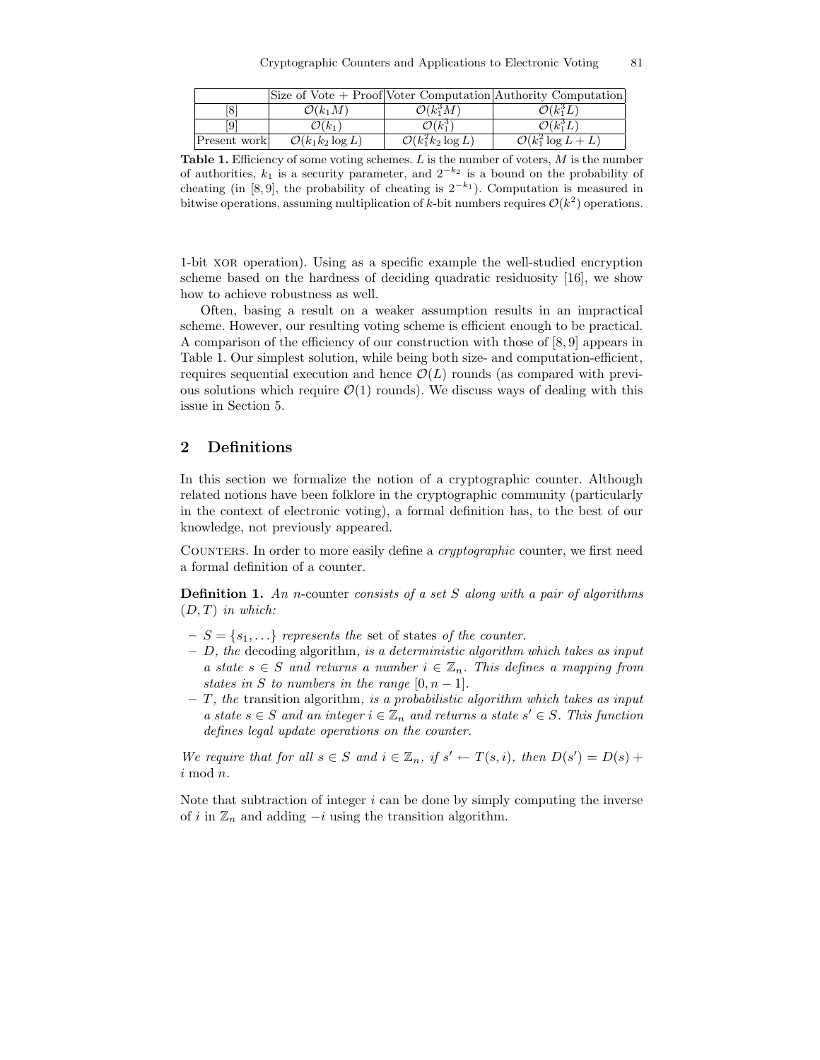| | Size of Vote + Proof | Voter Computation | Authority Computation |
|---|---|---|---|
| [8] | $\mathcal{O}(k_1 M)$ | $\mathcal{O}(k_1^3 M)$ | $\mathcal{O}(k_1^3 L)$ |
| [9] | $\mathcal{O}(k_1)$ | $\mathcal{O}(k_1^3)$ | $\mathcal{O}(k_1^3 L)$ |
| Present work | $\mathcal{O}(k_1 k_2 \log L)$ | $\mathcal{O}(k_1^2 k_2 \log L)$ | $\mathcal{O}(k_1^2 \log L + L)$ |

**Table 1.** Efficiency of some voting schemes. $L$ is the number of voters, $M$ is the number of authorities, $k_1$ is a security parameter, and $2^{-k_2}$ is a bound on the probability of cheating (in [8, 9], the probability of cheating is $2^{-k_1}$). Computation is measured in bitwise operations, assuming multiplication of $k$-bit numbers requires $\mathcal{O}(k^2)$ operations.

1-bit XOR operation). Using as a specific example the well-studied encryption scheme based on the hardness of deciding quadratic residuosity [16], we show how to achieve robustness as well.

Often, basing a result on a weaker assumption results in an impractical scheme. However, our resulting voting scheme is efficient enough to be practical. A comparison of the efficiency of our construction with those of [8, 9] appears in Table 1. Our simplest solution, while being both size- and computation-efficient, requires sequential execution and hence $\mathcal{O}(L)$ rounds (as compared with previous solutions which require $\mathcal{O}(1)$ rounds). We discuss ways of dealing with this issue in Section 5.

## 2 Definitions

In this section we formalize the notion of a cryptographic counter. Although related notions have been folklore in the cryptographic community (particularly in the context of electronic voting), a formal definition has, to the best of our knowledge, not previously appeared.

Counters. In order to more easily define a *cryptographic* counter, we first need a formal definition of a counter.

**Definition 1.** *An n-*counter *consists of a set $S$ along with a pair of algorithms $(D, T)$ in which:*

- *$S = \{s_1, \ldots\}$ represents the* set of states *of the counter.*
- *$D$, the* decoding algorithm*, is a deterministic algorithm which takes as input a state $s \in S$ and returns a number $i \in \mathbb{Z}_n$. This defines a mapping from states in $S$ to numbers in the range $[0, n-1]$.*
- *$T$, the* transition algorithm*, is a probabilistic algorithm which takes as input a state $s \in S$ and an integer $i \in \mathbb{Z}_n$ and returns a state $s' \in S$. This function defines legal update operations on the counter.*

*We require that for all $s \in S$ and $i \in \mathbb{Z}_n$, if $s' \leftarrow T(s, i)$, then $D(s') = D(s) + i \bmod n$.*

Note that subtraction of integer $i$ can be done by simply computing the inverse of $i$ in $\mathbb{Z}_n$ and adding $-i$ using the transition algorithm.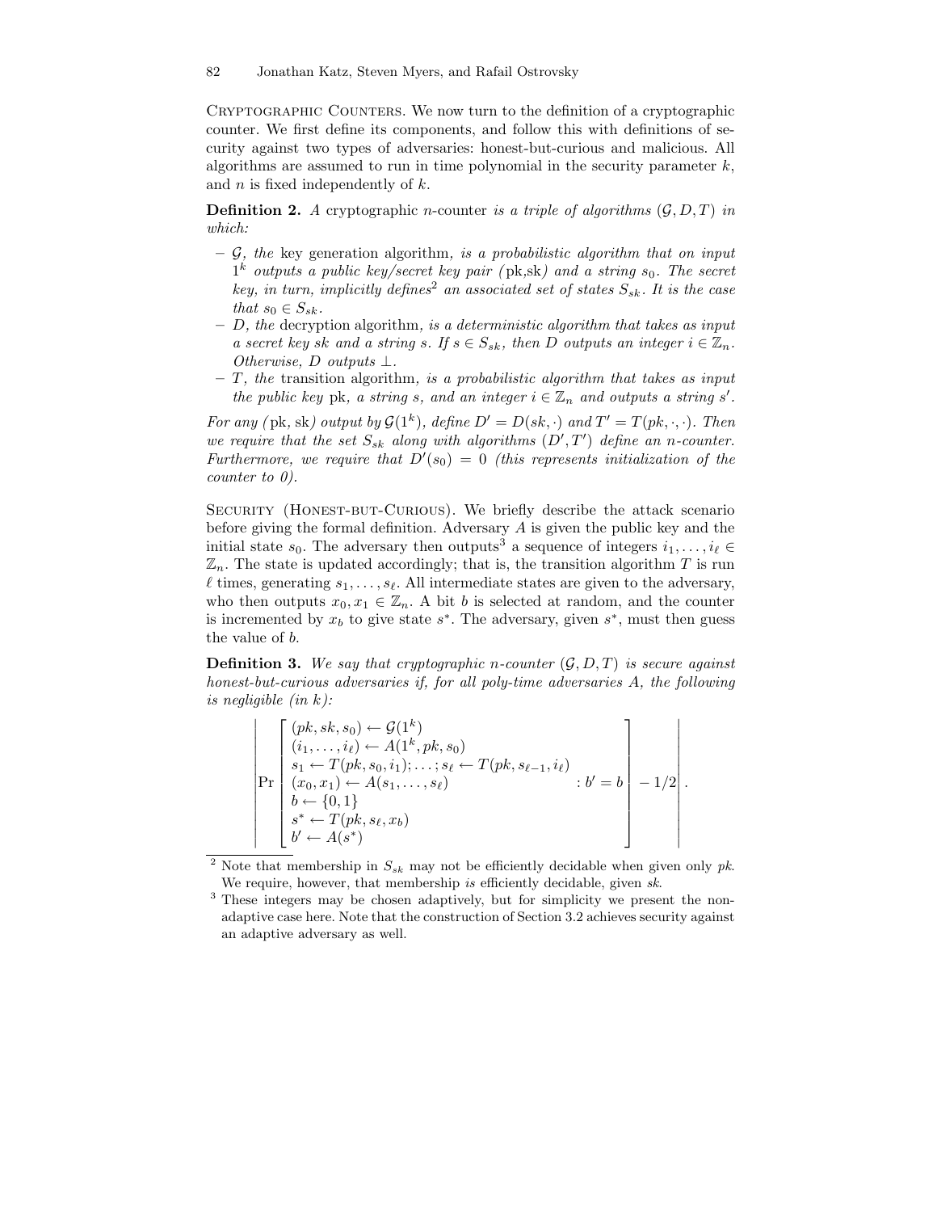**Cryptographic Counters.** We now turn to the definition of a cryptographic counter. We first define its components, and follow this with definitions of security against two types of adversaries: honest-but-curious and malicious. All algorithms are assumed to run in time polynomial in the security parameter $k$, and $n$ is fixed independently of $k$.

**Definition 2.** *A* cryptographic $n$-counter *is a triple of algorithms* $(\mathcal{G}, D, T)$ *in which:*

- $\mathcal{G}$*, the* key generation algorithm*, is a probabilistic algorithm that on input* $1^k$ *outputs a public key/secret key pair* $(\text{pk}, \text{sk})$ *and a string* $s_0$*. The secret key, in turn, implicitly defines*[2] *an associated set of states* $S_{sk}$*. It is the case that* $s_0 \in S_{sk}$*.*
- $D$*, the* decryption algorithm*, is a deterministic algorithm that takes as input a secret key* $sk$ *and a string* $s$*. If* $s \in S_{sk}$*, then* $D$ *outputs an integer* $i \in \mathbb{Z}_n$*. Otherwise,* $D$ *outputs* $\perp$*.*
- $T$*, the* transition algorithm*, is a probabilistic algorithm that takes as input the public key* $\text{pk}$*, a string* $s$*, and an integer* $i \in \mathbb{Z}_n$ *and outputs a string* $s'$*.*

*For any* $(\text{pk}, \text{sk})$ *output by* $\mathcal{G}(1^k)$*, define* $D' = D(sk, \cdot)$ *and* $T' = T(pk, \cdot, \cdot)$*. Then we require that the set* $S_{sk}$ *along with algorithms* $(D', T')$ *define an* $n$*-counter. Furthermore, we require that* $D'(s_0) = 0$ *(this represents initialization of the counter to 0).*

**Security (Honest-but-Curious).** We briefly describe the attack scenario before giving the formal definition. Adversary $A$ is given the public key and the initial state $s_0$. The adversary then outputs[3] a sequence of integers $i_1, \ldots, i_\ell \in \mathbb{Z}_n$. The state is updated accordingly; that is, the transition algorithm $T$ is run $\ell$ times, generating $s_1, \ldots, s_\ell$. All intermediate states are given to the adversary, who then outputs $x_0, x_1 \in \mathbb{Z}_n$. A bit $b$ is selected at random, and the counter is incremented by $x_b$ to give state $s^*$. The adversary, given $s^*$, must then guess the value of $b$.

**Definition 3.** *We say that cryptographic* $n$*-counter* $(\mathcal{G}, D, T)$ *is secure against honest-but-curious adversaries if, for all poly-time adversaries* $A$*, the following is negligible (in* $k$*):*

$$\left| \Pr\left[ \begin{array}{l} (pk, sk, s_0) \leftarrow \mathcal{G}(1^k) \\ (i_1, \ldots, i_\ell) \leftarrow A(1^k, pk, s_0) \\ s_1 \leftarrow T(pk, s_0, i_1); \ldots ; s_\ell \leftarrow T(pk, s_{\ell-1}, i_\ell) \\ (x_0, x_1) \leftarrow A(s_1, \ldots, s_\ell) \\ b \leftarrow \{0, 1\} \\ s^* \leftarrow T(pk, s_\ell, x_b) \\ b' \leftarrow A(s^*) \end{array} : b' = b \right] - 1/2 \right| .$$

[2] Note that membership in $S_{sk}$ may not be efficiently decidable when given only $pk$. We require, however, that membership *is* efficiently decidable, given $sk$.

[3] These integers may be chosen adaptively, but for simplicity we present the non-adaptive case here. Note that the construction of Section 3.2 achieves security against an adaptive adversary as well.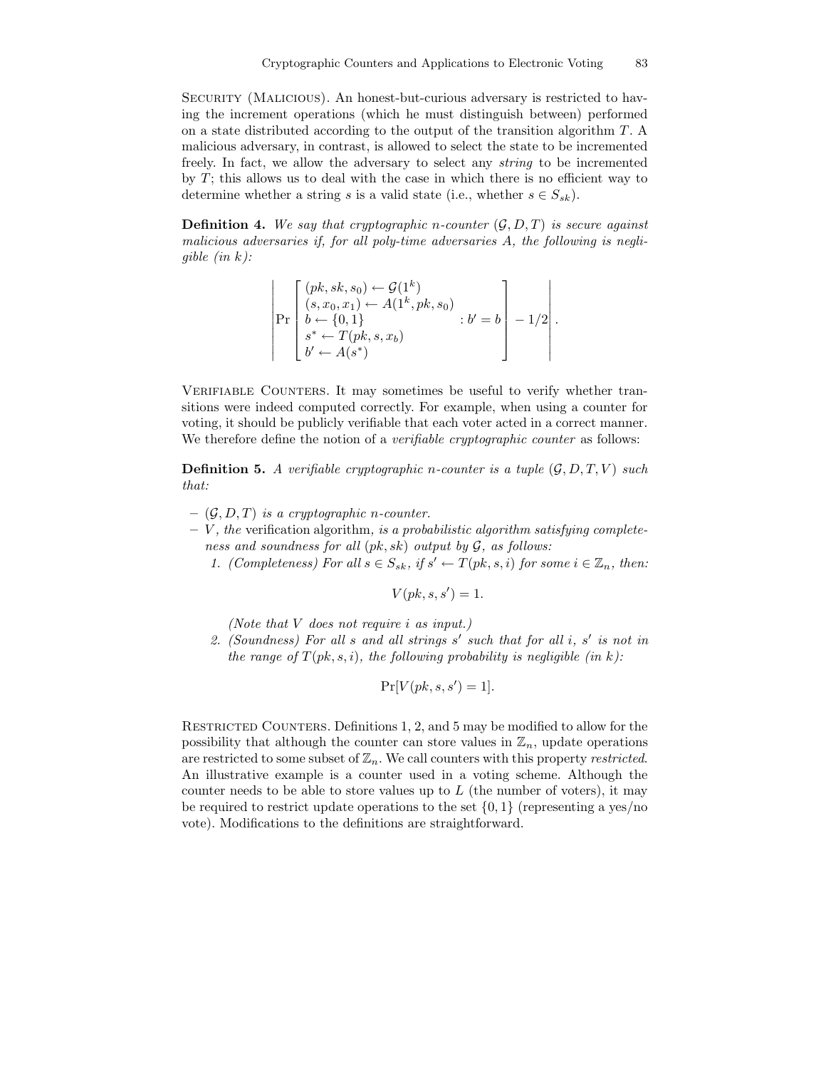Security (Malicious). An honest-but-curious adversary is restricted to having the increment operations (which he must distinguish between) performed on a state distributed according to the output of the transition algorithm $T$. A malicious adversary, in contrast, is allowed to select the state to be incremented freely. In fact, we allow the adversary to select any *string* to be incremented by $T$; this allows us to deal with the case in which there is no efficient way to determine whether a string $s$ is a valid state (i.e., whether $s \in S_{sk}$).

**Definition 4.** *We say that cryptographic $n$-counter $(\mathcal{G}, D, T)$ is secure against malicious adversaries if, for all poly-time adversaries $A$, the following is negligible (in $k$):*

$$\left| \Pr \left[ \begin{array}{l} (pk, sk, s_0) \leftarrow \mathcal{G}(1^k) \\ (s, x_0, x_1) \leftarrow A(1^k, pk, s_0) \\ b \leftarrow \{0,1\} \\ s^* \leftarrow T(pk, s, x_b) \\ b' \leftarrow A(s^*) \end{array} : b' = b \right] - 1/2 \right| .$$

Verifiable Counters. It may sometimes be useful to verify whether transitions were indeed computed correctly. For example, when using a counter for voting, it should be publicly verifiable that each voter acted in a correct manner. We therefore define the notion of a *verifiable cryptographic counter* as follows:

**Definition 5.** *A verifiable cryptographic $n$-counter is a tuple $(\mathcal{G}, D, T, V)$ such that:*

- *$(\mathcal{G}, D, T)$ is a cryptographic $n$-counter.*
- *$V$, the* verification algorithm, *is a probabilistic algorithm satisfying completeness and soundness for all $(pk, sk)$ output by $\mathcal{G}$, as follows:*
  1. *(Completeness) For all $s \in S_{sk}$, if $s' \leftarrow T(pk, s, i)$ for some $i \in \mathbb{Z}_n$, then:*

     $$V(pk, s, s') = 1.$$

     *(Note that $V$ does not require $i$ as input.)*
  2. *(Soundness) For all $s$ and all strings $s'$ such that for all $i$, $s'$ is not in the range of $T(pk, s, i)$, the following probability is negligible (in $k$):*

     $$\Pr[V(pk, s, s') = 1].$$

Restricted Counters. Definitions 1, 2, and 5 may be modified to allow for the possibility that although the counter can store values in $\mathbb{Z}_n$, update operations are restricted to some subset of $\mathbb{Z}_n$. We call counters with this property *restricted*. An illustrative example is a counter used in a voting scheme. Although the counter needs to be able to store values up to $L$ (the number of voters), it may be required to restrict update operations to the set $\{0, 1\}$ (representing a yes/no vote). Modifications to the definitions are straightforward.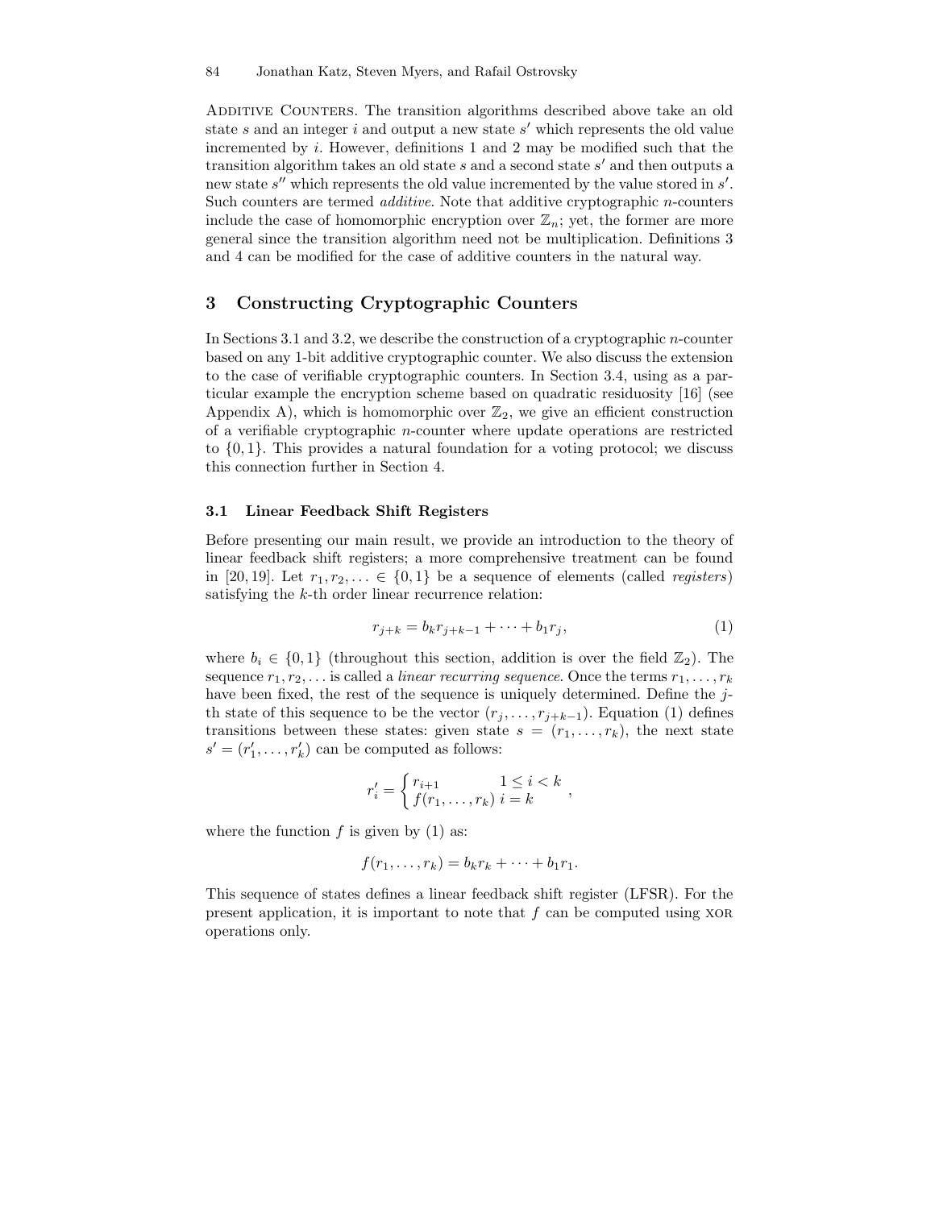**Additive Counters.** The transition algorithms described above take an old state $s$ and an integer $i$ and output a new state $s'$ which represents the old value incremented by $i$. However, definitions 1 and 2 may be modified such that the transition algorithm takes an old state $s$ and a second state $s'$ and then outputs a new state $s''$ which represents the old value incremented by the value stored in $s'$. Such counters are termed *additive*. Note that additive cryptographic $n$-counters include the case of homomorphic encryption over $\mathbb{Z}_n$; yet, the former are more general since the transition algorithm need not be multiplication. Definitions 3 and 4 can be modified for the case of additive counters in the natural way.

## 3 Constructing Cryptographic Counters

In Sections 3.1 and 3.2, we describe the construction of a cryptographic $n$-counter based on any 1-bit additive cryptographic counter. We also discuss the extension to the case of verifiable cryptographic counters. In Section 3.4, using as a particular example the encryption scheme based on quadratic residuosity [16] (see Appendix A), which is homomorphic over $\mathbb{Z}_2$, we give an efficient construction of a verifiable cryptographic $n$-counter where update operations are restricted to $\{0, 1\}$. This provides a natural foundation for a voting protocol; we discuss this connection further in Section 4.

### 3.1 Linear Feedback Shift Registers

Before presenting our main result, we provide an introduction to the theory of linear feedback shift registers; a more comprehensive treatment can be found in [20, 19]. Let $r_1, r_2, \ldots \in \{0, 1\}$ be a sequence of elements (called *registers*) satisfying the $k$-th order linear recurrence relation:

$$r_{j+k} = b_k r_{j+k-1} + \cdots + b_1 r_j, \tag{1}$$

where $b_i \in \{0, 1\}$ (throughout this section, addition is over the field $\mathbb{Z}_2$). The sequence $r_1, r_2, \ldots$ is called a *linear recurring sequence*. Once the terms $r_1, \ldots, r_k$ have been fixed, the rest of the sequence is uniquely determined. Define the $j$-th state of this sequence to be the vector $(r_j, \ldots, r_{j+k-1})$. Equation (1) defines transitions between these states: given state $s = (r_1, \ldots, r_k)$, the next state $s' = (r'_1, \ldots, r'_k)$ can be computed as follows:

$$r'_i = \begin{cases} r_{i+1} & 1 \leq i < k \\ f(r_1, \ldots, r_k) & i = k \end{cases},$$

where the function $f$ is given by (1) as:

$$f(r_1, \ldots, r_k) = b_k r_k + \cdots + b_1 r_1.$$

This sequence of states defines a linear feedback shift register (LFSR). For the present application, it is important to note that $f$ can be computed using XOR operations only.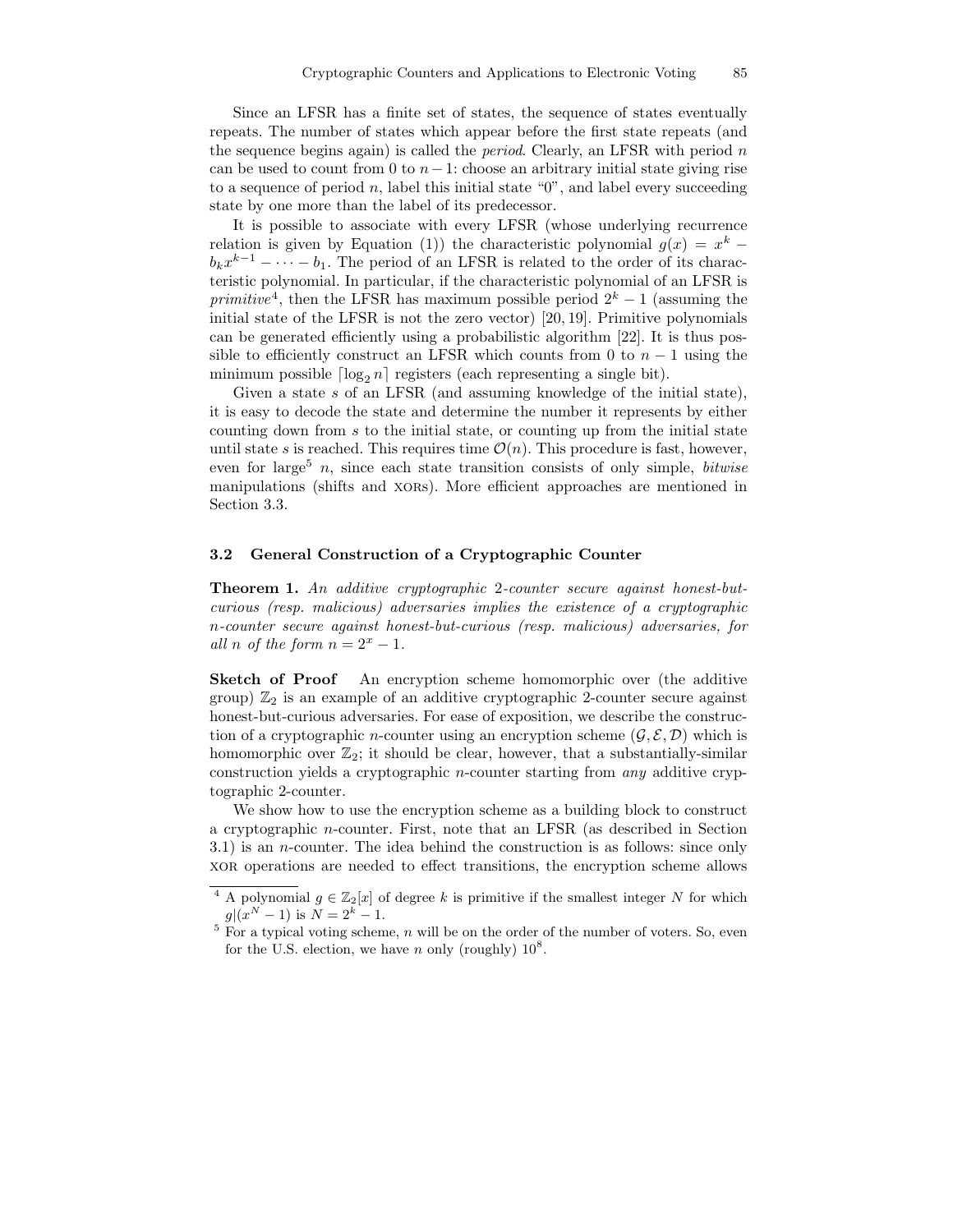Since an LFSR has a finite set of states, the sequence of states eventually repeats. The number of states which appear before the first state repeats (and the sequence begins again) is called the *period*. Clearly, an LFSR with period $n$ can be used to count from 0 to $n-1$: choose an arbitrary initial state giving rise to a sequence of period $n$, label this initial state "0", and label every succeeding state by one more than the label of its predecessor.

It is possible to associate with every LFSR (whose underlying recurrence relation is given by Equation (1)) the characteristic polynomial $g(x) = x^k - b_k x^{k-1} - \cdots - b_1$. The period of an LFSR is related to the order of its characteristic polynomial. In particular, if the characteristic polynomial of an LFSR is *primitive*[4], then the LFSR has maximum possible period $2^k - 1$ (assuming the initial state of the LFSR is not the zero vector) [20, 19]. Primitive polynomials can be generated efficiently using a probabilistic algorithm [22]. It is thus possible to efficiently construct an LFSR which counts from 0 to $n-1$ using the minimum possible $\lceil \log_2 n \rceil$ registers (each representing a single bit).

Given a state $s$ of an LFSR (and assuming knowledge of the initial state), it is easy to decode the state and determine the number it represents by either counting down from $s$ to the initial state, or counting up from the initial state until state $s$ is reached. This requires time $\mathcal{O}(n)$. This procedure is fast, however, even for large[5] $n$, since each state transition consists of only simple, *bitwise* manipulations (shifts and XORs). More efficient approaches are mentioned in Section 3.3.

### 3.2 General Construction of a Cryptographic Counter

**Theorem 1.** *An additive cryptographic* 2*-counter secure against honest-but-curious (resp. malicious) adversaries implies the existence of a cryptographic* $n$*-counter secure against honest-but-curious (resp. malicious) adversaries, for all* $n$ *of the form* $n = 2^x - 1$.

**Sketch of Proof** An encryption scheme homomorphic over (the additive group) $\mathbb{Z}_2$ is an example of an additive cryptographic 2-counter secure against honest-but-curious adversaries. For ease of exposition, we describe the construction of a cryptographic $n$-counter using an encryption scheme $(\mathcal{G}, \mathcal{E}, \mathcal{D})$ which is homomorphic over $\mathbb{Z}_2$; it should be clear, however, that a substantially-similar construction yields a cryptographic $n$-counter starting from *any* additive cryptographic 2-counter.

We show how to use the encryption scheme as a building block to construct a cryptographic $n$-counter. First, note that an LFSR (as described in Section 3.1) is an $n$-counter. The idea behind the construction is as follows: since only XOR operations are needed to effect transitions, the encryption scheme allows

---

[4] A polynomial $g \in \mathbb{Z}_2[x]$ of degree $k$ is primitive if the smallest integer $N$ for which $g | (x^N - 1)$ is $N = 2^k - 1$.

[5] For a typical voting scheme, $n$ will be on the order of the number of voters. So, even for the U.S. election, we have $n$ only (roughly) $10^8$.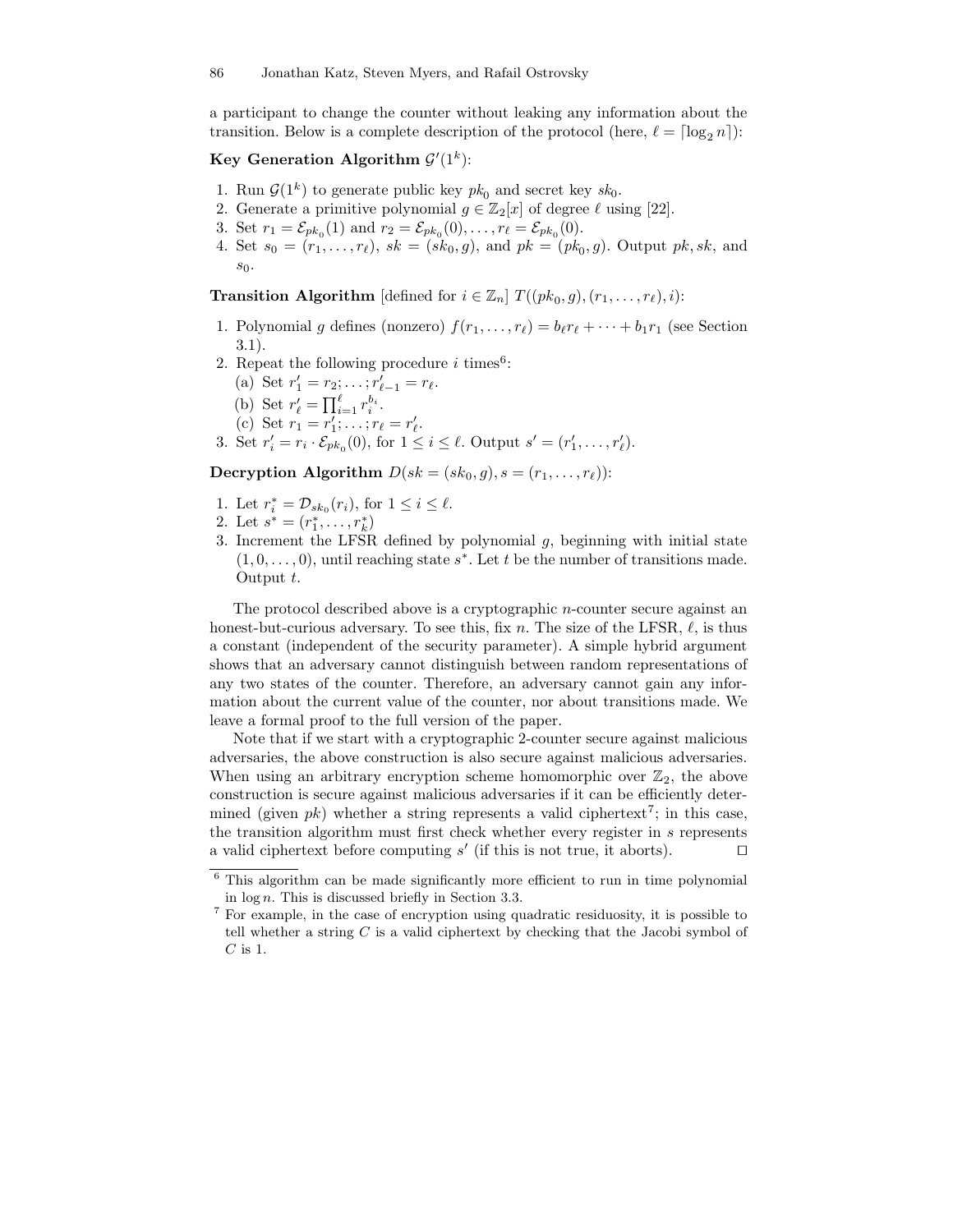a participant to change the counter without leaking any information about the transition. Below is a complete description of the protocol (here, $\ell = \lceil \log_2 n \rceil$):

**Key Generation Algorithm** $\mathcal{G}'(1^k)$:

1. Run $\mathcal{G}(1^k)$ to generate public key $pk_0$ and secret key $sk_0$.
2. Generate a primitive polynomial $g \in \mathbb{Z}_2[x]$ of degree $\ell$ using [22].
3. Set $r_1 = \mathcal{E}_{pk_0}(1)$ and $r_2 = \mathcal{E}_{pk_0}(0), \ldots, r_\ell = \mathcal{E}_{pk_0}(0)$.
4. Set $s_0 = (r_1, \ldots, r_\ell)$, $sk = (sk_0, g)$, and $pk = (pk_0, g)$. Output $pk, sk$, and $s_0$.

**Transition Algorithm** [defined for $i \in \mathbb{Z}_n$] $T((pk_0, g), (r_1, \ldots, r_\ell), i)$:

1. Polynomial $g$ defines (nonzero) $f(r_1, \ldots, r_\ell) = b_\ell r_\ell + \cdots + b_1 r_1$ (see Section 3.1).
2. Repeat the following procedure $i$ times[6]:
   (a) Set $r'_1 = r_2; \ldots; r'_{\ell-1} = r_\ell$.
   (b) Set $r'_\ell = \prod_{i=1}^{\ell} r_i^{b_i}$.
   (c) Set $r_1 = r'_1; \ldots; r_\ell = r'_\ell$.
3. Set $r'_i = r_i \cdot \mathcal{E}_{pk_0}(0)$, for $1 \leq i \leq \ell$. Output $s' = (r'_1, \ldots, r'_\ell)$.

**Decryption Algorithm** $D(sk = (sk_0, g), s = (r_1, \ldots, r_\ell))$:

1. Let $r^*_i = \mathcal{D}_{sk_0}(r_i)$, for $1 \leq i \leq \ell$.
2. Let $s^* = (r^*_1, \ldots, r^*_k)$
3. Increment the LFSR defined by polynomial $g$, beginning with initial state $(1, 0, \ldots, 0)$, until reaching state $s^*$. Let $t$ be the number of transitions made. Output $t$.

The protocol described above is a cryptographic $n$-counter secure against an honest-but-curious adversary. To see this, fix $n$. The size of the LFSR, $\ell$, is thus a constant (independent of the security parameter). A simple hybrid argument shows that an adversary cannot distinguish between random representations of any two states of the counter. Therefore, an adversary cannot gain any information about the current value of the counter, nor about transitions made. We leave a formal proof to the full version of the paper.

Note that if we start with a cryptographic 2-counter secure against malicious adversaries, the above construction is also secure against malicious adversaries. When using an arbitrary encryption scheme homomorphic over $\mathbb{Z}_2$, the above construction is secure against malicious adversaries if it can be efficiently determined (given $pk$) whether a string represents a valid ciphertext[7]; in this case, the transition algorithm must first check whether every register in $s$ represents a valid ciphertext before computing $s'$ (if this is not true, it aborts). $\square$

[6] This algorithm can be made significantly more efficient to run in time polynomial in $\log n$. This is discussed briefly in Section 3.3.

[7] For example, in the case of encryption using quadratic residuosity, it is possible to tell whether a string $C$ is a valid ciphertext by checking that the Jacobi symbol of $C$ is 1.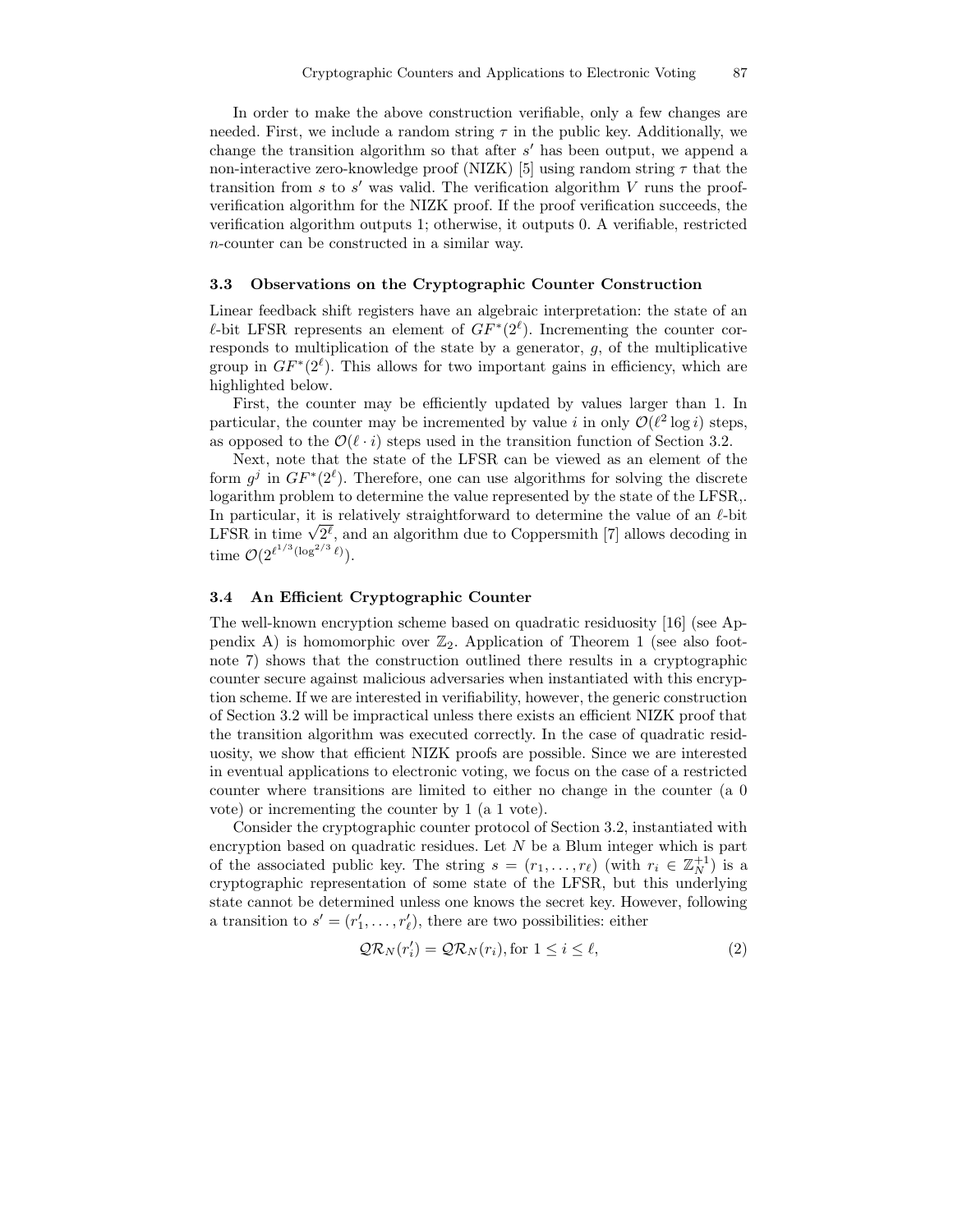In order to make the above construction verifiable, only a few changes are needed. First, we include a random string $\tau$ in the public key. Additionally, we change the transition algorithm so that after $s'$ has been output, we append a non-interactive zero-knowledge proof (NIZK) [5] using random string $\tau$ that the transition from $s$ to $s'$ was valid. The verification algorithm $V$ runs the proof-verification algorithm for the NIZK proof. If the proof verification succeeds, the verification algorithm outputs 1; otherwise, it outputs 0. A verifiable, restricted $n$-counter can be constructed in a similar way.

### 3.3 Observations on the Cryptographic Counter Construction

Linear feedback shift registers have an algebraic interpretation: the state of an $\ell$-bit LFSR represents an element of $GF^*(2^\ell)$. Incrementing the counter corresponds to multiplication of the state by a generator, $g$, of the multiplicative group in $GF^*(2^\ell)$. This allows for two important gains in efficiency, which are highlighted below.

First, the counter may be efficiently updated by values larger than 1. In particular, the counter may be incremented by value $i$ in only $\mathcal{O}(\ell^2 \log i)$ steps, as opposed to the $\mathcal{O}(\ell \cdot i)$ steps used in the transition function of Section 3.2.

Next, note that the state of the LFSR can be viewed as an element of the form $g^j$ in $GF^*(2^\ell)$. Therefore, one can use algorithms for solving the discrete logarithm problem to determine the value represented by the state of the LFSR,. In particular, it is relatively straightforward to determine the value of an $\ell$-bit LFSR in time $\sqrt{2^\ell}$, and an algorithm due to Coppersmith [7] allows decoding in time $\mathcal{O}(2^{\ell^{1/3}(\log^{2/3} \ell)})$.

### 3.4 An Efficient Cryptographic Counter

The well-known encryption scheme based on quadratic residuosity [16] (see Appendix A) is homomorphic over $\mathbb{Z}_2$. Application of Theorem 1 (see also footnote 7) shows that the construction outlined there results in a cryptographic counter secure against malicious adversaries when instantiated with this encryption scheme. If we are interested in verifiability, however, the generic construction of Section 3.2 will be impractical unless there exists an efficient NIZK proof that the transition algorithm was executed correctly. In the case of quadratic residuosity, we show that efficient NIZK proofs are possible. Since we are interested in eventual applications to electronic voting, we focus on the case of a restricted counter where transitions are limited to either no change in the counter (a 0 vote) or incrementing the counter by 1 (a 1 vote).

Consider the cryptographic counter protocol of Section 3.2, instantiated with encryption based on quadratic residues. Let $N$ be a Blum integer which is part of the associated public key. The string $s = (r_1, \ldots, r_\ell)$ (with $r_i \in \mathbb{Z}_N^{+1}$) is a cryptographic representation of some state of the LFSR, but this underlying state cannot be determined unless one knows the secret key. However, following a transition to $s' = (r'_1, \ldots, r'_\ell)$, there are two possibilities: either

$$\mathcal{QR}_N(r'_i) = \mathcal{QR}_N(r_i), \text{for } 1 \leq i \leq \ell, \tag{2}$$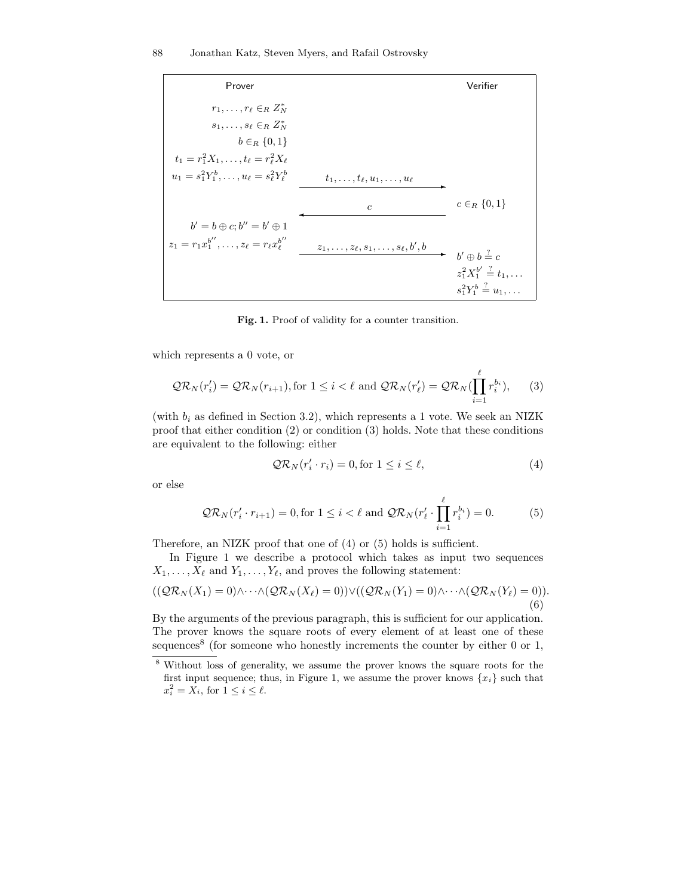| Prover | | Verifier |
|---|---|---|
| $r_1, \ldots, r_\ell \in_R Z_N^*$ | | |
| $s_1, \ldots, s_\ell \in_R Z_N^*$ | | |
| $b \in_R \{0,1\}$ | | |
| $t_1 = r_1^2 X_1, \ldots, t_\ell = r_\ell^2 X_\ell$ | | |
| $u_1 = s_1^2 Y_1^b, \ldots, u_\ell = s_\ell^2 Y_\ell^b$ | $\xrightarrow{t_1, \ldots, t_\ell, u_1, \ldots, u_\ell}$ | |
| | $\xleftarrow{c}$ | $c \in_R \{0,1\}$ |
| $b' = b \oplus c; b'' = b' \oplus 1$ | | |
| $z_1 = r_1 x_1^{b''}, \ldots, z_\ell = r_\ell x_\ell^{b''}$ | $\xrightarrow{z_1, \ldots, z_\ell, s_1, \ldots, s_\ell, b', b}$ | $b' \oplus b \stackrel{?}{=} c$ |
| | | $z_1^2 X_1^{b'} \stackrel{?}{=} t_1, \ldots$ |
| | | $s_1^2 Y_1^b \stackrel{?}{=} u_1, \ldots$ |

**Fig. 1.** Proof of validity for a counter transition.

which represents a 0 vote, or

$$\mathcal{QR}_N(r'_i) = \mathcal{QR}_N(r_{i+1}), \text{for } 1 \le i < \ell \text{ and } \mathcal{QR}_N(r'_\ell) = \mathcal{QR}_N(\prod_{i=1}^{\ell} r_i^{b_i}), \tag{3}$$

(with $b_i$ as defined in Section 3.2), which represents a 1 vote. We seek an NIZK proof that either condition (2) or condition (3) holds. Note that these conditions are equivalent to the following: either

$$\mathcal{QR}_N(r'_i \cdot r_i) = 0, \text{for } 1 \le i \le \ell, \tag{4}$$

or else

$$\mathcal{QR}_N(r'_i \cdot r_{i+1}) = 0, \text{for } 1 \le i < \ell \text{ and } \mathcal{QR}_N(r'_\ell \cdot \prod_{i=1}^{\ell} r_i^{b_i}) = 0. \tag{5}$$

Therefore, an NIZK proof that one of (4) or (5) holds is sufficient.

In Figure 1 we describe a protocol which takes as input two sequences $X_1, \ldots, X_\ell$ and $Y_1, \ldots, Y_\ell$, and proves the following statement:

$$((\mathcal{QR}_N(X_1) = 0) \wedge \cdots \wedge (\mathcal{QR}_N(X_\ell) = 0)) \vee ((\mathcal{QR}_N(Y_1) = 0) \wedge \cdots \wedge (\mathcal{QR}_N(Y_\ell) = 0)). \tag{6}$$

By the arguments of the previous paragraph, this is sufficient for our application. The prover knows the square roots of every element of at least one of these sequences[8] (for someone who honestly increments the counter by either 0 or 1,

[8] Without loss of generality, we assume the prover knows the square roots for the first input sequence; thus, in Figure 1, we assume the prover knows $\{x_i\}$ such that $x_i^2 = X_i$, for $1 \le i \le \ell$.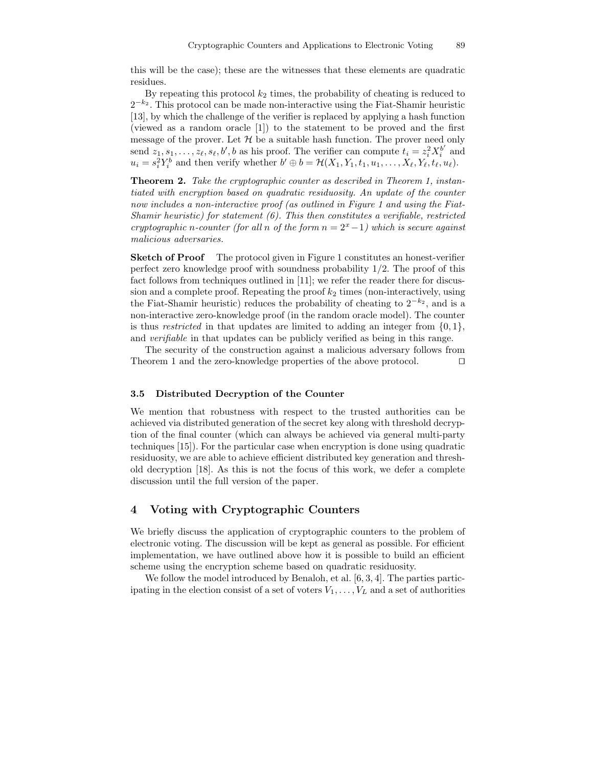this will be the case); these are the witnesses that these elements are quadratic residues.

By repeating this protocol $k_2$ times, the probability of cheating is reduced to $2^{-k_2}$. This protocol can be made non-interactive using the Fiat-Shamir heuristic [13], by which the challenge of the verifier is replaced by applying a hash function (viewed as a random oracle [1]) to the statement to be proved and the first message of the prover. Let $\mathcal{H}$ be a suitable hash function. The prover need only send $z_1, s_1, \ldots, z_\ell, s_\ell, b', b$ as his proof. The verifier can compute $t_i = z_i^2 X_i^{b'}$ and $u_i = s_i^2 Y_i^b$ and then verify whether $b' \oplus b = \mathcal{H}(X_1, Y_1, t_1, u_1, \ldots, X_\ell, Y_\ell, t_\ell, u_\ell)$.

**Theorem 2.** *Take the cryptographic counter as described in Theorem 1, instantiated with encryption based on quadratic residuosity. An update of the counter now includes a non-interactive proof (as outlined in Figure 1 and using the Fiat-Shamir heuristic) for statement (6). This then constitutes a verifiable, restricted cryptographic $n$-counter (for all $n$ of the form $n = 2^x - 1$) which is secure against malicious adversaries.*

**Sketch of Proof** The protocol given in Figure 1 constitutes an honest-verifier perfect zero knowledge proof with soundness probability 1/2. The proof of this fact follows from techniques outlined in [11]; we refer the reader there for discussion and a complete proof. Repeating the proof $k_2$ times (non-interactively, using the Fiat-Shamir heuristic) reduces the probability of cheating to $2^{-k_2}$, and is a non-interactive zero-knowledge proof (in the random oracle model). The counter is thus *restricted* in that updates are limited to adding an integer from $\{0, 1\}$, and *verifiable* in that updates can be publicly verified as being in this range.

The security of the construction against a malicious adversary follows from Theorem 1 and the zero-knowledge properties of the above protocol. □

### 3.5 Distributed Decryption of the Counter

We mention that robustness with respect to the trusted authorities can be achieved via distributed generation of the secret key along with threshold decryption of the final counter (which can always be achieved via general multi-party techniques [15]). For the particular case when encryption is done using quadratic residuosity, we are able to achieve efficient distributed key generation and threshold decryption [18]. As this is not the focus of this work, we defer a complete discussion until the full version of the paper.

## 4 Voting with Cryptographic Counters

We briefly discuss the application of cryptographic counters to the problem of electronic voting. The discussion will be kept as general as possible. For efficient implementation, we have outlined above how it is possible to build an efficient scheme using the encryption scheme based on quadratic residuosity.

We follow the model introduced by Benaloh, et al. [6, 3, 4]. The parties participating in the election consist of a set of voters $V_1, \ldots, V_L$ and a set of authorities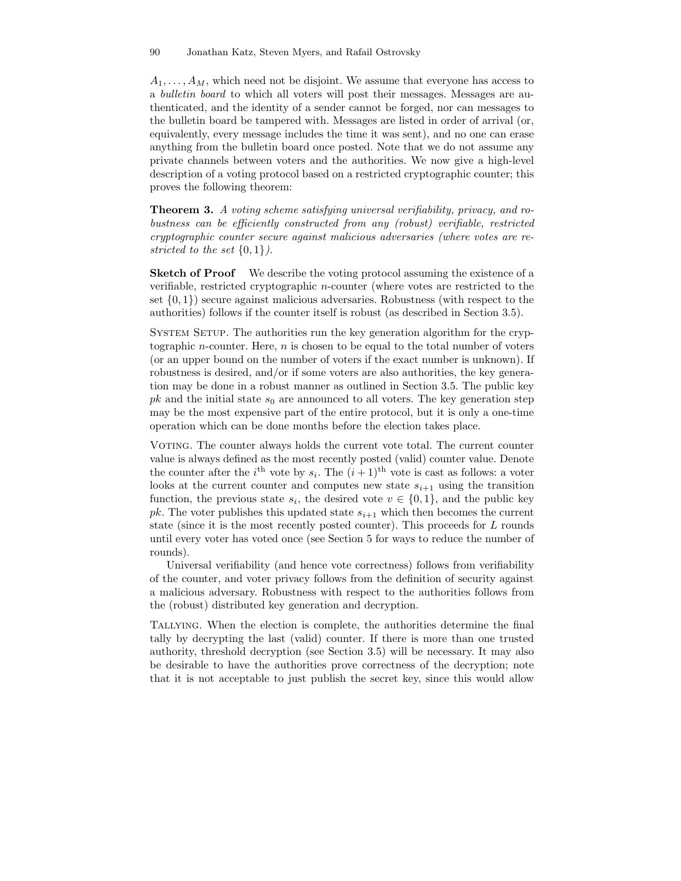$A_1, \ldots, A_M$, which need not be disjoint. We assume that everyone has access to a *bulletin board* to which all voters will post their messages. Messages are authenticated, and the identity of a sender cannot be forged, nor can messages to the bulletin board be tampered with. Messages are listed in order of arrival (or, equivalently, every message includes the time it was sent), and no one can erase anything from the bulletin board once posted. Note that we do not assume any private channels between voters and the authorities. We now give a high-level description of a voting protocol based on a restricted cryptographic counter; this proves the following theorem:

**Theorem 3.** *A voting scheme satisfying universal verifiability, privacy, and robustness can be efficiently constructed from any (robust) verifiable, restricted cryptographic counter secure against malicious adversaries (where votes are restricted to the set $\{0,1\}$).*

**Sketch of Proof** We describe the voting protocol assuming the existence of a verifiable, restricted cryptographic $n$-counter (where votes are restricted to the set $\{0,1\}$) secure against malicious adversaries. Robustness (with respect to the authorities) follows if the counter itself is robust (as described in Section 3.5).

System Setup. The authorities run the key generation algorithm for the cryptographic $n$-counter. Here, $n$ is chosen to be equal to the total number of voters (or an upper bound on the number of voters if the exact number is unknown). If robustness is desired, and/or if some voters are also authorities, the key generation may be done in a robust manner as outlined in Section 3.5. The public key $pk$ and the initial state $s_0$ are announced to all voters. The key generation step may be the most expensive part of the entire protocol, but it is only a one-time operation which can be done months before the election takes place.

Voting. The counter always holds the current vote total. The current counter value is always defined as the most recently posted (valid) counter value. Denote the counter after the $i^{\text{th}}$ vote by $s_i$. The $(i+1)^{\text{th}}$ vote is cast as follows: a voter looks at the current counter and computes new state $s_{i+1}$ using the transition function, the previous state $s_i$, the desired vote $v \in \{0,1\}$, and the public key $pk$. The voter publishes this updated state $s_{i+1}$ which then becomes the current state (since it is the most recently posted counter). This proceeds for $L$ rounds until every voter has voted once (see Section 5 for ways to reduce the number of rounds).

Universal verifiability (and hence vote correctness) follows from verifiability of the counter, and voter privacy follows from the definition of security against a malicious adversary. Robustness with respect to the authorities follows from the (robust) distributed key generation and decryption.

Tallying. When the election is complete, the authorities determine the final tally by decrypting the last (valid) counter. If there is more than one trusted authority, threshold decryption (see Section 3.5) will be necessary. It may also be desirable to have the authorities prove correctness of the decryption; note that it is not acceptable to just publish the secret key, since this would allow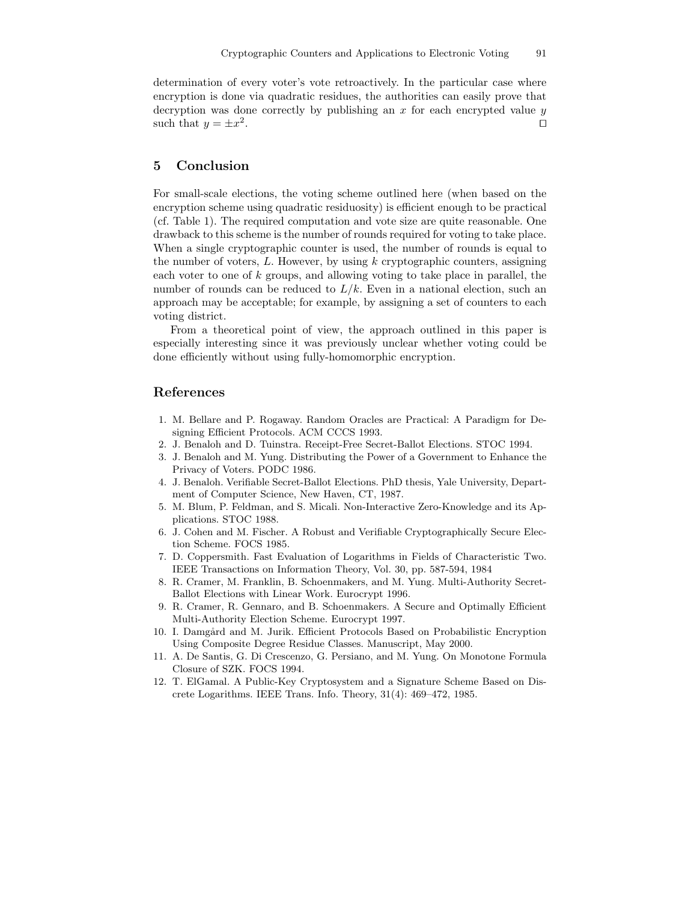determination of every voter's vote retroactively. In the particular case where encryption is done via quadratic residues, the authorities can easily prove that decryption was done correctly by publishing an $x$ for each encrypted value $y$ such that $y = \pm x^2$. □

## 5 Conclusion

For small-scale elections, the voting scheme outlined here (when based on the encryption scheme using quadratic residuosity) is efficient enough to be practical (cf. Table 1). The required computation and vote size are quite reasonable. One drawback to this scheme is the number of rounds required for voting to take place. When a single cryptographic counter is used, the number of rounds is equal to the number of voters, $L$. However, by using $k$ cryptographic counters, assigning each voter to one of $k$ groups, and allowing voting to take place in parallel, the number of rounds can be reduced to $L/k$. Even in a national election, such an approach may be acceptable; for example, by assigning a set of counters to each voting district.

From a theoretical point of view, the approach outlined in this paper is especially interesting since it was previously unclear whether voting could be done efficiently without using fully-homomorphic encryption.

## References

1. M. Bellare and P. Rogaway. Random Oracles are Practical: A Paradigm for Designing Efficient Protocols. ACM CCCS 1993.
2. J. Benaloh and D. Tuinstra. Receipt-Free Secret-Ballot Elections. STOC 1994.
3. J. Benaloh and M. Yung. Distributing the Power of a Government to Enhance the Privacy of Voters. PODC 1986.
4. J. Benaloh. Verifiable Secret-Ballot Elections. PhD thesis, Yale University, Department of Computer Science, New Haven, CT, 1987.
5. M. Blum, P. Feldman, and S. Micali. Non-Interactive Zero-Knowledge and its Applications. STOC 1988.
6. J. Cohen and M. Fischer. A Robust and Verifiable Cryptographically Secure Election Scheme. FOCS 1985.
7. D. Coppersmith. Fast Evaluation of Logarithms in Fields of Characteristic Two. IEEE Transactions on Information Theory, Vol. 30, pp. 587-594, 1984
8. R. Cramer, M. Franklin, B. Schoenmakers, and M. Yung. Multi-Authority Secret-Ballot Elections with Linear Work. Eurocrypt 1996.
9. R. Cramer, R. Gennaro, and B. Schoenmakers. A Secure and Optimally Efficient Multi-Authority Election Scheme. Eurocrypt 1997.
10. I. Damgård and M. Jurik. Efficient Protocols Based on Probabilistic Encryption Using Composite Degree Residue Classes. Manuscript, May 2000.
11. A. De Santis, G. Di Crescenzo, G. Persiano, and M. Yung. On Monotone Formula Closure of SZK. FOCS 1994.
12. T. ElGamal. A Public-Key Cryptosystem and a Signature Scheme Based on Discrete Logarithms. IEEE Trans. Info. Theory, 31(4): 469–472, 1985.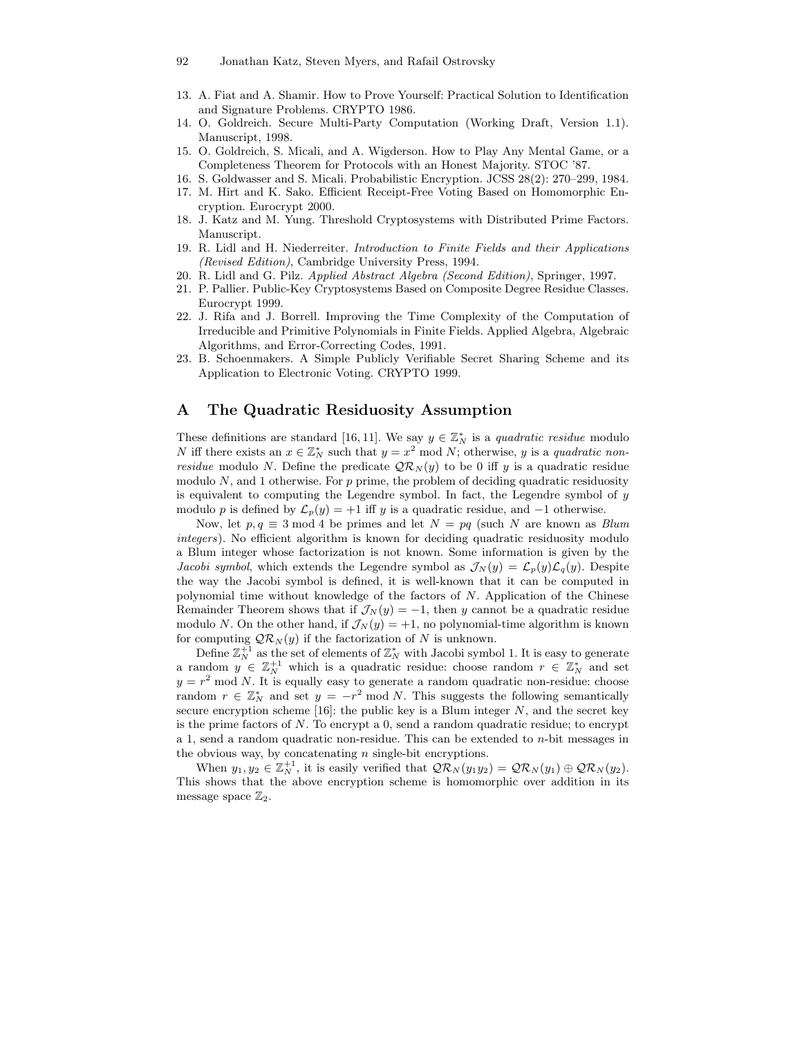13. A. Fiat and A. Shamir. How to Prove Yourself: Practical Solution to Identification and Signature Problems. CRYPTO 1986.
14. O. Goldreich. Secure Multi-Party Computation (Working Draft, Version 1.1). Manuscript, 1998.
15. O. Goldreich, S. Micali, and A. Wigderson. How to Play Any Mental Game, or a Completeness Theorem for Protocols with an Honest Majority. STOC '87.
16. S. Goldwasser and S. Micali. Probabilistic Encryption. JCSS 28(2): 270–299, 1984.
17. M. Hirt and K. Sako. Efficient Receipt-Free Voting Based on Homomorphic Encryption. Eurocrypt 2000.
18. J. Katz and M. Yung. Threshold Cryptosystems with Distributed Prime Factors. Manuscript.
19. R. Lidl and H. Niederreiter. *Introduction to Finite Fields and their Applications (Revised Edition)*, Cambridge University Press, 1994.
20. R. Lidl and G. Pilz. *Applied Abstract Algebra (Second Edition)*, Springer, 1997.
21. P. Pallier. Public-Key Cryptosystems Based on Composite Degree Residue Classes. Eurocrypt 1999.
22. J. Rifa and J. Borrell. Improving the Time Complexity of the Computation of Irreducible and Primitive Polynomials in Finite Fields. Applied Algebra, Algebraic Algorithms, and Error-Correcting Codes, 1991.
23. B. Schoenmakers. A Simple Publicly Verifiable Secret Sharing Scheme and its Application to Electronic Voting. CRYPTO 1999.

## A The Quadratic Residuosity Assumption

These definitions are standard [16, 11]. We say $y \in \mathbb{Z}_N^*$ is a *quadratic residue* modulo $N$ iff there exists an $x \in \mathbb{Z}_N^*$ such that $y = x^2 \bmod N$; otherwise, $y$ is a *quadratic non-residue* modulo $N$. Define the predicate $\mathcal{QR}_N(y)$ to be 0 iff $y$ is a quadratic residue modulo $N$, and 1 otherwise. For $p$ prime, the problem of deciding quadratic residuosity is equivalent to computing the Legendre symbol. In fact, the Legendre symbol of $y$ modulo $p$ is defined by $\mathcal{L}_p(y) = +1$ iff $y$ is a quadratic residue, and $-1$ otherwise.

Now, let $p, q \equiv 3 \bmod 4$ be primes and let $N = pq$ (such $N$ are known as *Blum integers*). No efficient algorithm is known for deciding quadratic residuosity modulo a Blum integer whose factorization is not known. Some information is given by the *Jacobi symbol*, which extends the Legendre symbol as $\mathcal{J}_N(y) = \mathcal{L}_p(y)\mathcal{L}_q(y)$. Despite the way the Jacobi symbol is defined, it is well-known that it can be computed in polynomial time without knowledge of the factors of $N$. Application of the Chinese Remainder Theorem shows that if $\mathcal{J}_N(y) = -1$, then $y$ cannot be a quadratic residue modulo $N$. On the other hand, if $\mathcal{J}_N(y) = +1$, no polynomial-time algorithm is known for computing $\mathcal{QR}_N(y)$ if the factorization of $N$ is unknown.

Define $\mathbb{Z}_N^{+1}$ as the set of elements of $\mathbb{Z}_N^*$ with Jacobi symbol 1. It is easy to generate a random $y \in \mathbb{Z}_N^{+1}$ which is a quadratic residue: choose random $r \in \mathbb{Z}_N^*$ and set $y = r^2 \bmod N$. It is equally easy to generate a random quadratic non-residue: choose random $r \in \mathbb{Z}_N^*$ and set $y = -r^2 \bmod N$. This suggests the following semantically secure encryption scheme [16]: the public key is a Blum integer $N$, and the secret key is the prime factors of $N$. To encrypt a 0, send a random quadratic residue; to encrypt a 1, send a random quadratic non-residue. This can be extended to $n$-bit messages in the obvious way, by concatenating $n$ single-bit encryptions.

When $y_1, y_2 \in \mathbb{Z}_N^{+1}$, it is easily verified that $\mathcal{QR}_N(y_1 y_2) = \mathcal{QR}_N(y_1) \oplus \mathcal{QR}_N(y_2)$. This shows that the above encryption scheme is homomorphic over addition in its message space $\mathbb{Z}_2$.